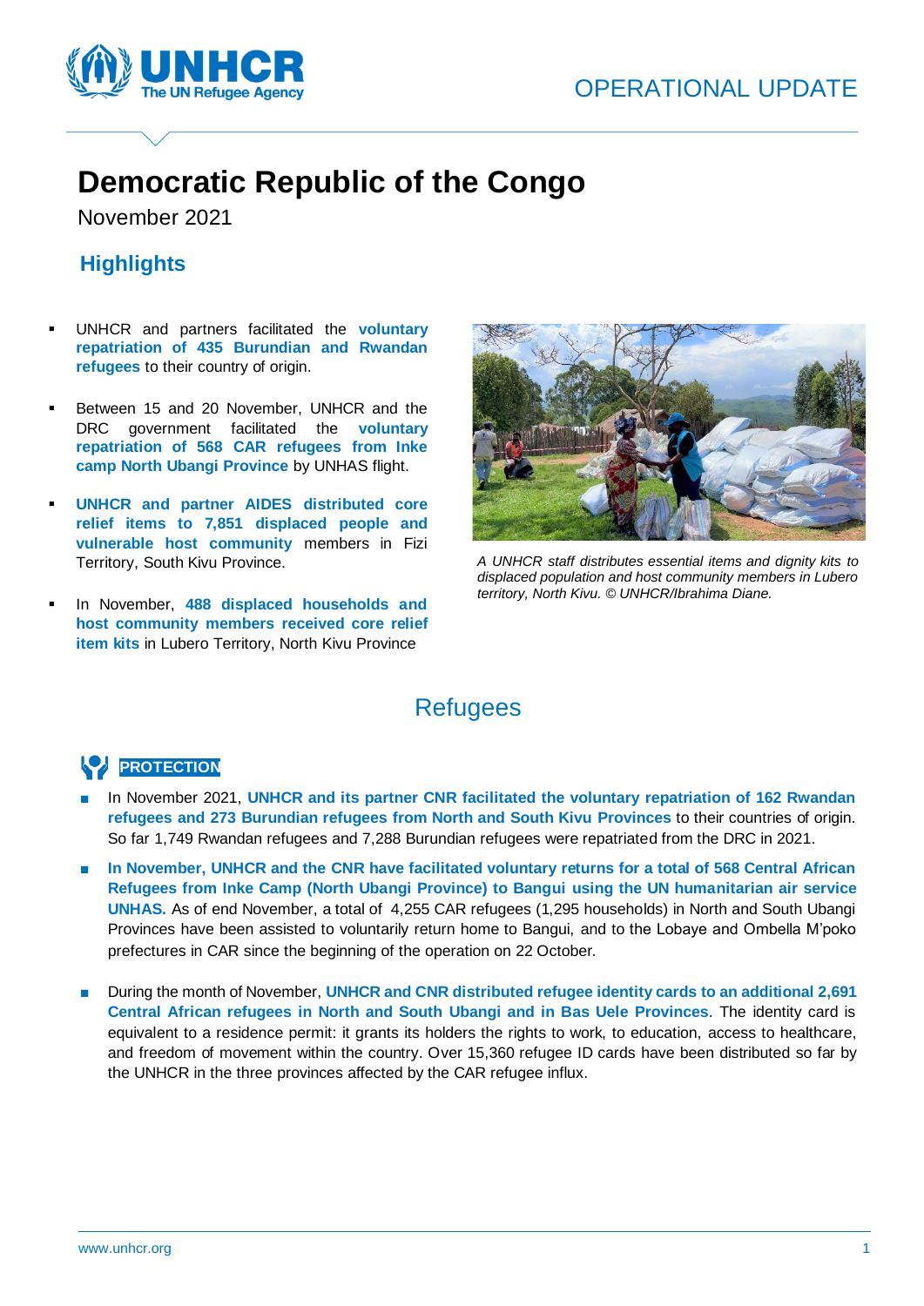OPERATIONAL UPDATE

# Democratic Republic of the Congo

November 2021

## Highlights

- UNHCR and partners facilitated the **voluntary repatriation of 435 Burundian and Rwandan refugees** to their country of origin.
- Between 15 and 20 November, UNHCR and the DRC government facilitated the **voluntary repatriation of 568 CAR refugees from Inke camp North Ubangi Province** by UNHAS flight.
- **UNHCR and partner AIDES distributed core relief items to 7,851 displaced people and vulnerable host community** members in Fizi Territory, South Kivu Province.
- In November, **488 displaced households and host community members received core relief item kits** in Lubero Territory, North Kivu Province

*A UNHCR staff distributes essential items and dignity kits to displaced population and host community members in Lubero territory, North Kivu. © UNHCR/Ibrahima Diane.*

## Refugees

### PROTECTION

- In November 2021, **UNHCR and its partner CNR facilitated the voluntary repatriation of 162 Rwandan refugees and 273 Burundian refugees from North and South Kivu Provinces** to their countries of origin. So far 1,749 Rwandan refugees and 7,288 Burundian refugees were repatriated from the DRC in 2021.
- **In November, UNHCR and the CNR have facilitated voluntary returns for a total of 568 Central African Refugees from Inke Camp (North Ubangi Province) to Bangui using the UN humanitarian air service UNHAS.** As of end November, a total of 4,255 CAR refugees (1,295 households) in North and South Ubangi Provinces have been assisted to voluntarily return home to Bangui, and to the Lobaye and Ombella M'poko prefectures in CAR since the beginning of the operation on 22 October.
- During the month of November, **UNHCR and CNR distributed refugee identity cards to an additional 2,691 Central African refugees in North and South Ubangi and in Bas Uele Provinces**. The identity card is equivalent to a residence permit: it grants its holders the rights to work, to education, access to healthcare, and freedom of movement within the country. Over 15,360 refugee ID cards have been distributed so far by the UNHCR in the three provinces affected by the CAR refugee influx.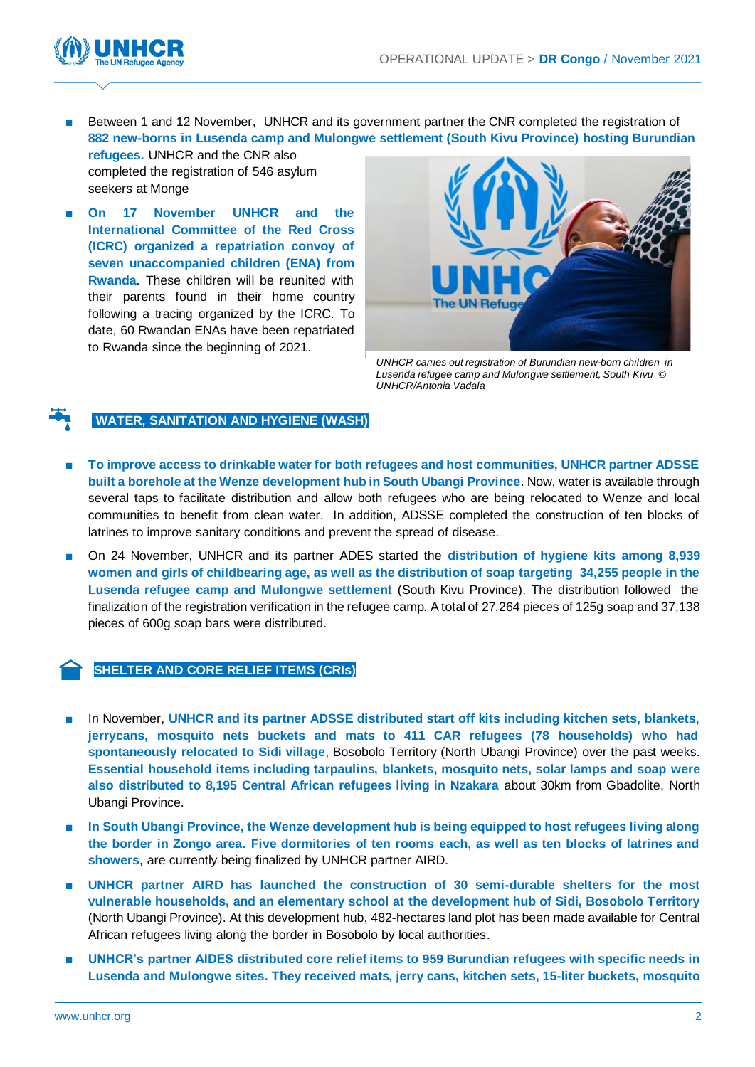- Between 1 and 12 November, UNHCR and its government partner the CNR completed the registration of **882 new-borns in Lusenda camp and Mulongwe settlement (South Kivu Province) hosting Burundian refugees.** UNHCR and the CNR also completed the registration of 546 asylum seekers at Monge
- **On 17 November UNHCR and the International Committee of the Red Cross (ICRC) organized a repatriation convoy of seven unaccompanied children (ENA) from Rwanda**. These children will be reunited with their parents found in their home country following a tracing organized by the ICRC. To date, 60 Rwandan ENAs have been repatriated to Rwanda since the beginning of 2021.

*UNHCR carries out registration of Burundian new-born children in Lusenda refugee camp and Mulongwe settlement, South Kivu © UNHCR/Antonia Vadala*

## WATER, SANITATION AND HYGIENE (WASH)

- **To improve access to drinkable water for both refugees and host communities, UNHCR partner ADSSE built a borehole at the Wenze development hub in South Ubangi Province**. Now, water is available through several taps to facilitate distribution and allow both refugees who are being relocated to Wenze and local communities to benefit from clean water. In addition, ADSSE completed the construction of ten blocks of latrines to improve sanitary conditions and prevent the spread of disease.
- On 24 November, UNHCR and its partner ADES started the **distribution of hygiene kits among 8,939 women and girls of childbearing age, as well as the distribution of soap targeting 34,255 people in the Lusenda refugee camp and Mulongwe settlement** (South Kivu Province). The distribution followed the finalization of the registration verification in the refugee camp. A total of 27,264 pieces of 125g soap and 37,138 pieces of 600g soap bars were distributed.

## SHELTER AND CORE RELIEF ITEMS (CRIs)

- In November, **UNHCR and its partner ADSSE distributed start off kits including kitchen sets, blankets, jerrycans, mosquito nets buckets and mats to 411 CAR refugees (78 households) who had spontaneously relocated to Sidi village**, Bosobolo Territory (North Ubangi Province) over the past weeks. **Essential household items including tarpaulins, blankets, mosquito nets, solar lamps and soap were also distributed to 8,195 Central African refugees living in Nzakara** about 30km from Gbadolite, North Ubangi Province.
- **In South Ubangi Province, the Wenze development hub is being equipped to host refugees living along the border in Zongo area. Five dormitories of ten rooms each, as well as ten blocks of latrines and showers**, are currently being finalized by UNHCR partner AIRD.
- **UNHCR partner AIRD has launched the construction of 30 semi-durable shelters for the most vulnerable households, and an elementary school at the development hub of Sidi, Bosobolo Territory** (North Ubangi Province). At this development hub, 482-hectares land plot has been made available for Central African refugees living along the border in Bosobolo by local authorities.
- **UNHCR's partner AIDES distributed core relief items to 959 Burundian refugees with specific needs in Lusenda and Mulongwe sites. They received mats, jerry cans, kitchen sets, 15-liter buckets, mosquito**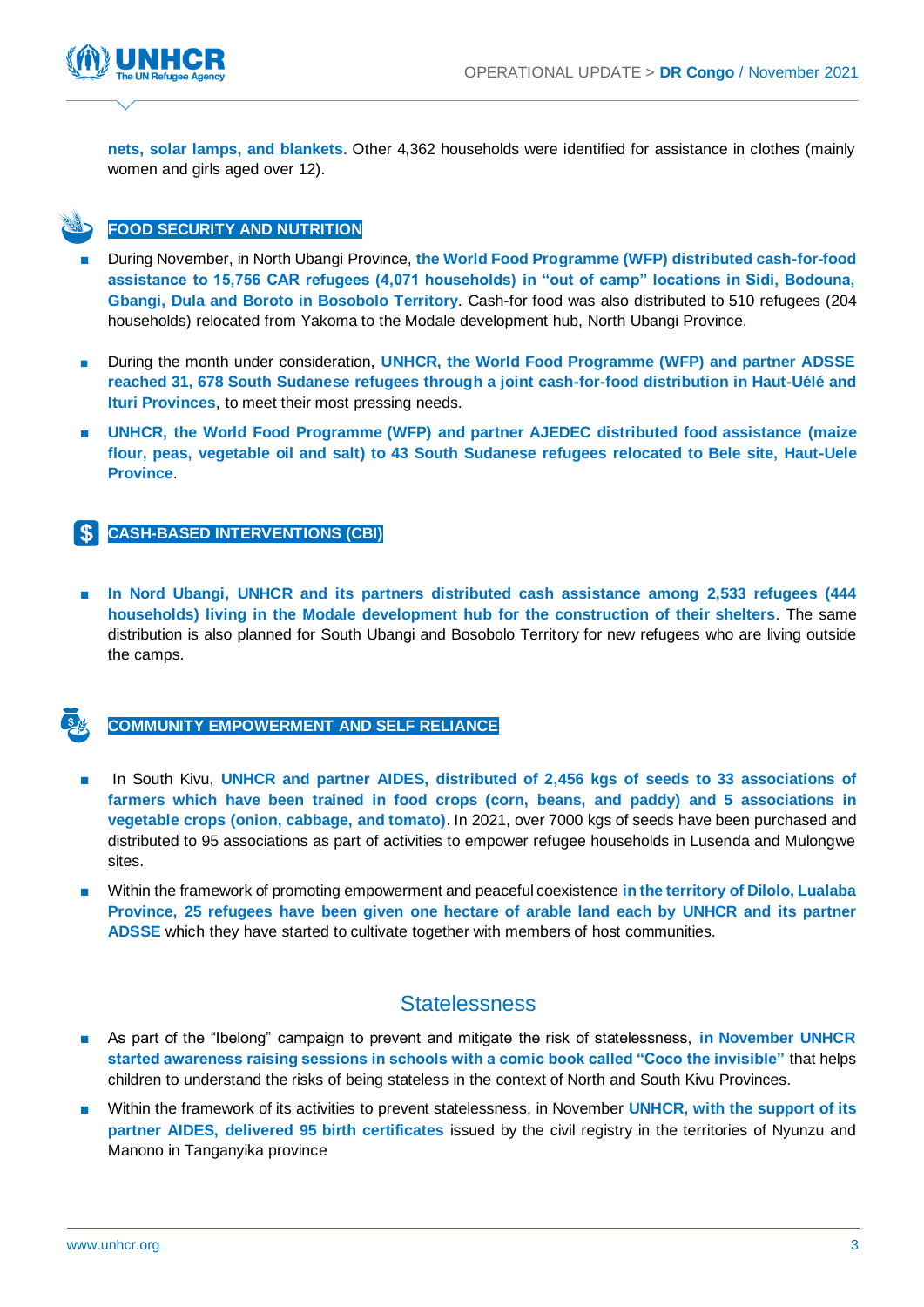**nets, solar lamps, and blankets**. Other 4,362 households were identified for assistance in clothes (mainly women and girls aged over 12).

### FOOD SECURITY AND NUTRITION

- During November, in North Ubangi Province, **the World Food Programme (WFP) distributed cash-for-food assistance to 15,756 CAR refugees (4,071 households) in "out of camp" locations in Sidi, Bodouna, Gbangi, Dula and Boroto in Bosobolo Territory**. Cash-for food was also distributed to 510 refugees (204 households) relocated from Yakoma to the Modale development hub, North Ubangi Province.
- During the month under consideration, **UNHCR, the World Food Programme (WFP) and partner ADSSE reached 31, 678 South Sudanese refugees through a joint cash-for-food distribution in Haut-Uélé and Ituri Provinces**, to meet their most pressing needs.
- **UNHCR, the World Food Programme (WFP) and partner AJEDEC distributed food assistance (maize flour, peas, vegetable oil and salt) to 43 South Sudanese refugees relocated to Bele site, Haut-Uele Province**.

### CASH-BASED INTERVENTIONS (CBI)

- **In Nord Ubangi, UNHCR and its partners distributed cash assistance among 2,533 refugees (444 households) living in the Modale development hub for the construction of their shelters**. The same distribution is also planned for South Ubangi and Bosobolo Territory for new refugees who are living outside the camps.

### COMMUNITY EMPOWERMENT AND SELF RELIANCE

- In South Kivu, **UNHCR and partner AIDES, distributed of 2,456 kgs of seeds to 33 associations of farmers which have been trained in food crops (corn, beans, and paddy) and 5 associations in vegetable crops (onion, cabbage, and tomato)**. In 2021, over 7000 kgs of seeds have been purchased and distributed to 95 associations as part of activities to empower refugee households in Lusenda and Mulongwe sites.
- Within the framework of promoting empowerment and peaceful coexistence **in the territory of Dilolo, Lualaba Province, 25 refugees have been given one hectare of arable land each by UNHCR and its partner ADSSE** which they have started to cultivate together with members of host communities.

## Statelessness

- As part of the "Ibelong" campaign to prevent and mitigate the risk of statelessness, **in November UNHCR started awareness raising sessions in schools with a comic book called "Coco the invisible"** that helps children to understand the risks of being stateless in the context of North and South Kivu Provinces.
- Within the framework of its activities to prevent statelessness, in November **UNHCR, with the support of its partner AIDES, delivered 95 birth certificates** issued by the civil registry in the territories of Nyunzu and Manono in Tanganyika province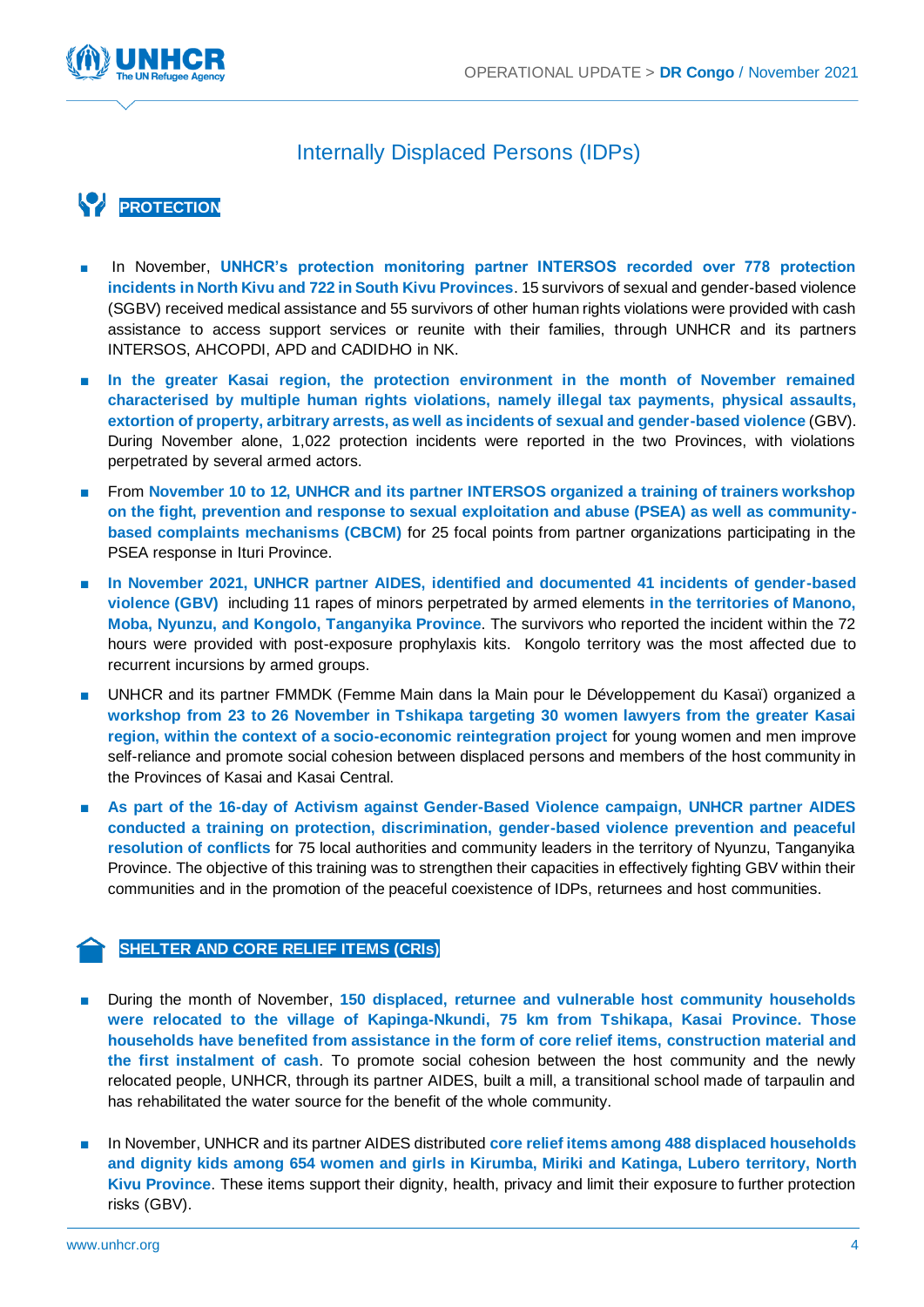## Internally Displaced Persons (IDPs)

### PROTECTION

- In November, **UNHCR's protection monitoring partner INTERSOS recorded over 778 protection incidents in North Kivu and 722 in South Kivu Provinces**. 15 survivors of sexual and gender-based violence (SGBV) received medical assistance and 55 survivors of other human rights violations were provided with cash assistance to access support services or reunite with their families, through UNHCR and its partners INTERSOS, AHCOPDI, APD and CADIDHO in NK.
- **In the greater Kasai region, the protection environment in the month of November remained characterised by multiple human rights violations, namely illegal tax payments, physical assaults, extortion of property, arbitrary arrests, as well as incidents of sexual and gender-based violence** (GBV). During November alone, 1,022 protection incidents were reported in the two Provinces, with violations perpetrated by several armed actors.
- From **November 10 to 12, UNHCR and its partner INTERSOS organized a training of trainers workshop on the fight, prevention and response to sexual exploitation and abuse (PSEA) as well as community-based complaints mechanisms (CBCM)** for 25 focal points from partner organizations participating in the PSEA response in Ituri Province.
- **In November 2021, UNHCR partner AIDES, identified and documented 41 incidents of gender-based violence (GBV)** including 11 rapes of minors perpetrated by armed elements **in the territories of Manono, Moba, Nyunzu, and Kongolo, Tanganyika Province**. The survivors who reported the incident within the 72 hours were provided with post-exposure prophylaxis kits. Kongolo territory was the most affected due to recurrent incursions by armed groups.
- UNHCR and its partner FMMDK (Femme Main dans la Main pour le Développement du Kasaï) organized a **workshop from 23 to 26 November in Tshikapa targeting 30 women lawyers from the greater Kasai region, within the context of a socio-economic reintegration project** for young women and men improve self-reliance and promote social cohesion between displaced persons and members of the host community in the Provinces of Kasai and Kasai Central.
- **As part of the 16-day of Activism against Gender-Based Violence campaign, UNHCR partner AIDES conducted a training on protection, discrimination, gender-based violence prevention and peaceful resolution of conflicts** for 75 local authorities and community leaders in the territory of Nyunzu, Tanganyika Province. The objective of this training was to strengthen their capacities in effectively fighting GBV within their communities and in the promotion of the peaceful coexistence of IDPs, returnees and host communities.

### SHELTER AND CORE RELIEF ITEMS (CRIs)

- During the month of November, **150 displaced, returnee and vulnerable host community households were relocated to the village of Kapinga-Nkundi, 75 km from Tshikapa, Kasai Province. Those households have benefited from assistance in the form of core relief items, construction material and the first instalment of cash**. To promote social cohesion between the host community and the newly relocated people, UNHCR, through its partner AIDES, built a mill, a transitional school made of tarpaulin and has rehabilitated the water source for the benefit of the whole community.
- In November, UNHCR and its partner AIDES distributed **core relief items among 488 displaced households and dignity kids among 654 women and girls in Kirumba, Miriki and Katinga, Lubero territory, North Kivu Province**. These items support their dignity, health, privacy and limit their exposure to further protection risks (GBV).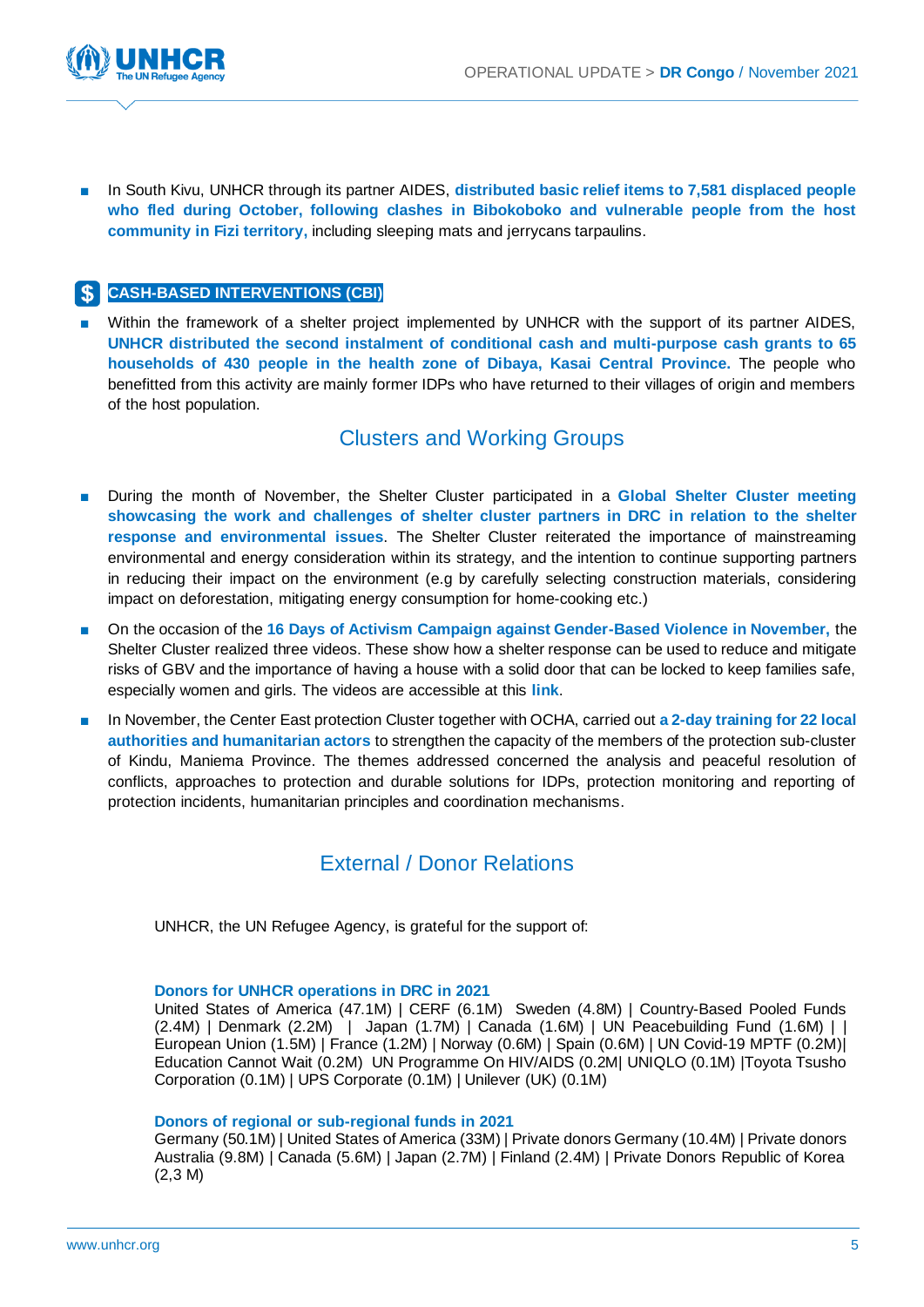- In South Kivu, UNHCR through its partner AIDES, **distributed basic relief items to 7,581 displaced people who fled during October, following clashes in Bibokoboko and vulnerable people from the host community in Fizi territory,** including sleeping mats and jerrycans tarpaulins.

### $ CASH-BASED INTERVENTIONS (CBI)

- Within the framework of a shelter project implemented by UNHCR with the support of its partner AIDES, **UNHCR distributed the second instalment of conditional cash and multi-purpose cash grants to 65 households of 430 people in the health zone of Dibaya, Kasai Central Province.** The people who benefitted from this activity are mainly former IDPs who have returned to their villages of origin and members of the host population.

## Clusters and Working Groups

- During the month of November, the Shelter Cluster participated in a **Global Shelter Cluster meeting showcasing the work and challenges of shelter cluster partners in DRC in relation to the shelter response and environmental issues**. The Shelter Cluster reiterated the importance of mainstreaming environmental and energy consideration within its strategy, and the intention to continue supporting partners in reducing their impact on the environment (e.g by carefully selecting construction materials, considering impact on deforestation, mitigating energy consumption for home-cooking etc.)
- On the occasion of the **16 Days of Activism Campaign against Gender-Based Violence in November,** the Shelter Cluster realized three videos. These show how a shelter response can be used to reduce and mitigate risks of GBV and the importance of having a house with a solid door that can be locked to keep families safe, especially women and girls. The videos are accessible at this **link**.
- In November, the Center East protection Cluster together with OCHA, carried out **a 2-day training for 22 local authorities and humanitarian actors** to strengthen the capacity of the members of the protection sub-cluster of Kindu, Maniema Province. The themes addressed concerned the analysis and peaceful resolution of conflicts, approaches to protection and durable solutions for IDPs, protection monitoring and reporting of protection incidents, humanitarian principles and coordination mechanisms.

## External / Donor Relations

UNHCR, the UN Refugee Agency, is grateful for the support of:

**Donors for UNHCR operations in DRC in 2021**
United States of America (47.1M) | CERF (6.1M) Sweden (4.8M) | Country-Based Pooled Funds (2.4M) | Denmark (2.2M) | Japan (1.7M) | Canada (1.6M) | UN Peacebuilding Fund (1.6M) | | European Union (1.5M) | France (1.2M) | Norway (0.6M) | Spain (0.6M) | UN Covid-19 MPTF (0.2M)| Education Cannot Wait (0.2M) UN Programme On HIV/AIDS (0.2M| UNIQLO (0.1M) |Toyota Tsusho Corporation (0.1M) | UPS Corporate (0.1M) | Unilever (UK) (0.1M)

**Donors of regional or sub-regional funds in 2021**
Germany (50.1M) | United States of America (33M) | Private donors Germany (10.4M) | Private donors Australia (9.8M) | Canada (5.6M) | Japan (2.7M) | Finland (2.4M) | Private Donors Republic of Korea (2,3 M)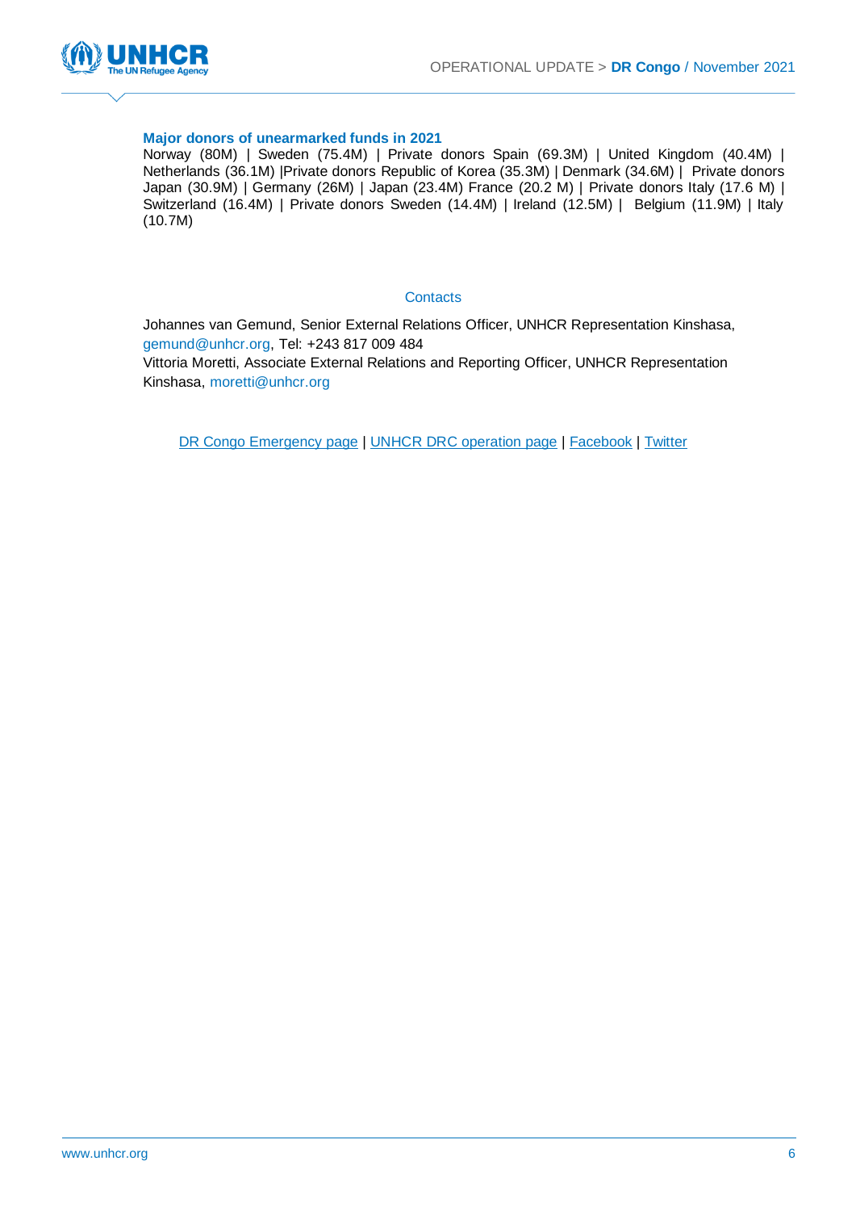### Major donors of unearmarked funds in 2021

Norway (80M) | Sweden (75.4M) | Private donors Spain (69.3M) | United Kingdom (40.4M) | Netherlands (36.1M) |Private donors Republic of Korea (35.3M) | Denmark (34.6M) | Private donors Japan (30.9M) | Germany (26M) | Japan (23.4M) France (20.2 M) | Private donors Italy (17.6 M) | Switzerland (16.4M) | Private donors Sweden (14.4M) | Ireland (12.5M) | Belgium (11.9M) | Italy (10.7M)

#### Contacts

Johannes van Gemund, Senior External Relations Officer, UNHCR Representation Kinshasa, gemund@unhcr.org, Tel: +243 817 009 484

Vittoria Moretti, Associate External Relations and Reporting Officer, UNHCR Representation Kinshasa, moretti@unhcr.org

DR Congo Emergency page | UNHCR DRC operation page | Facebook | Twitter